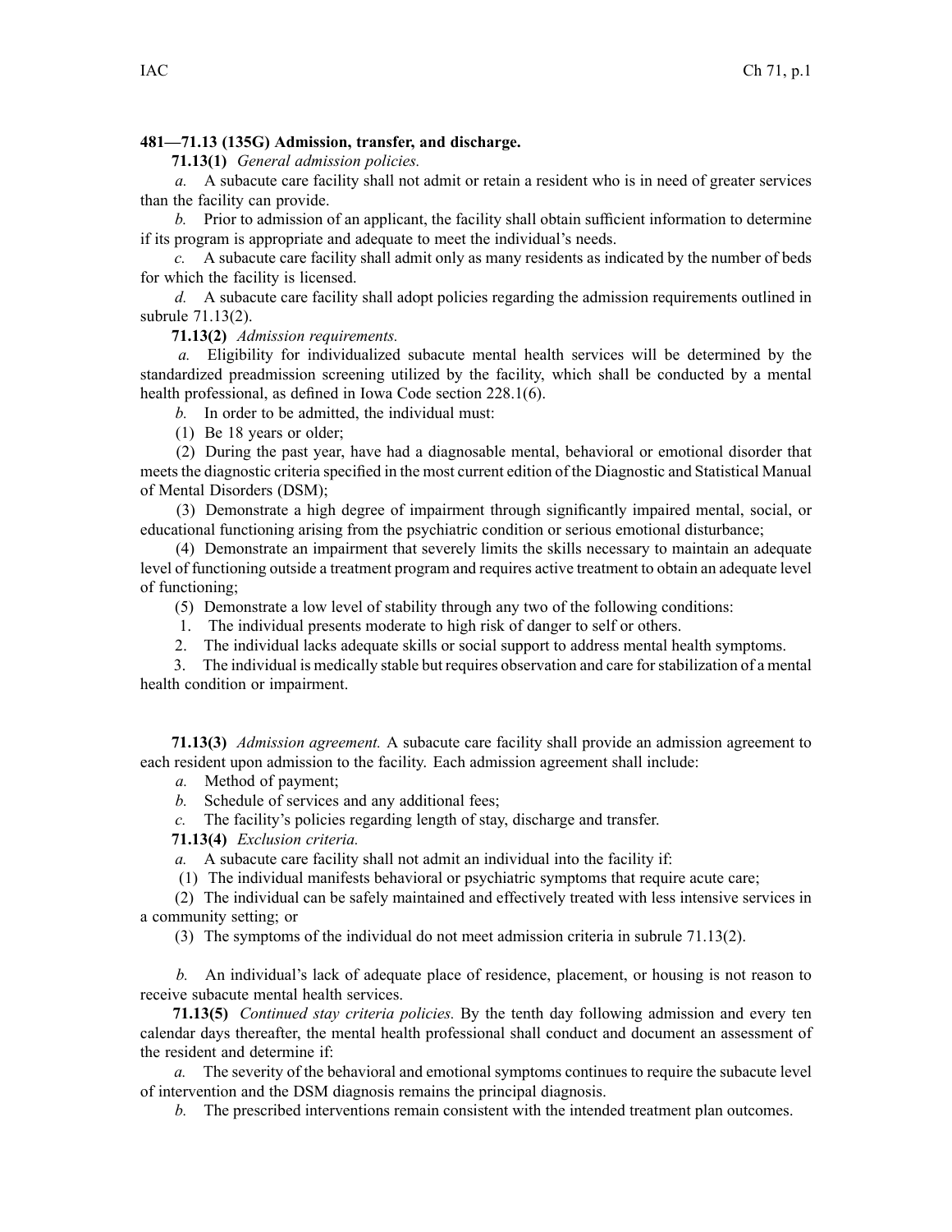**481—71.13 (135G) Admission, transfer, and discharge.**

**71.13(1)** *General admission policies.*

*a.* A subacute care facility shall not admit or retain a resident who is in need of greater services than the facility can provide.

*b.* Prior to admission of an applicant, the facility shall obtain sufficient information to determine if its program is appropriate and adequate to meet the individual's needs.

*c.* A subacute care facility shall admit only as many residents as indicated by the number of beds for which the facility is licensed.

*d.* A subacute care facility shall adopt policies regarding the admission requirements outlined in subrule 71.13(2).

**71.13(2)** *Admission requirements.*

*a.* Eligibility for individualized subacute mental health services will be determined by the standardized preadmission screening utilized by the facility, which shall be conducted by a mental health professional, as defined in Iowa Code section 228.1(6).

*b.* In order to be admitted, the individual must:

(1) Be 18 years or older;

(2) During the past year, have had a diagnosable mental, behavioral or emotional disorder that meets the diagnostic criteria specified in the most current edition of the Diagnostic and Statistical Manual of Mental Disorders (DSM);

(3) Demonstrate a high degree of impairment through significantly impaired mental, social, or educational functioning arising from the psychiatric condition or serious emotional disturbance;

(4) Demonstrate an impairment that severely limits the skills necessary to maintain an adequate level of functioning outside a treatment program and requires active treatment to obtain an adequate level of functioning;

(5) Demonstrate a low level of stability through any two of the following conditions:

1. The individual presents moderate to high risk of danger to self or others.
2. The individual lacks adequate skills or social support to address mental health symptoms.
3. The individual is medically stable but requires observation and care for stabilization of a mental health condition or impairment.

**71.13(3)** *Admission agreement.* A subacute care facility shall provide an admission agreement to each resident upon admission to the facility. Each admission agreement shall include:

*a.* Method of payment;

*b.* Schedule of services and any additional fees;

*c.* The facility's policies regarding length of stay, discharge and transfer.

**71.13(4)** *Exclusion criteria.*

*a.* A subacute care facility shall not admit an individual into the facility if:

(1) The individual manifests behavioral or psychiatric symptoms that require acute care;

(2) The individual can be safely maintained and effectively treated with less intensive services in a community setting; or

(3) The symptoms of the individual do not meet admission criteria in subrule 71.13(2).

*b.* An individual's lack of adequate place of residence, placement, or housing is not reason to receive subacute mental health services.

**71.13(5)** *Continued stay criteria policies.* By the tenth day following admission and every ten calendar days thereafter, the mental health professional shall conduct and document an assessment of the resident and determine if:

*a.* The severity of the behavioral and emotional symptoms continues to require the subacute level of intervention and the DSM diagnosis remains the principal diagnosis.

*b.* The prescribed interventions remain consistent with the intended treatment plan outcomes.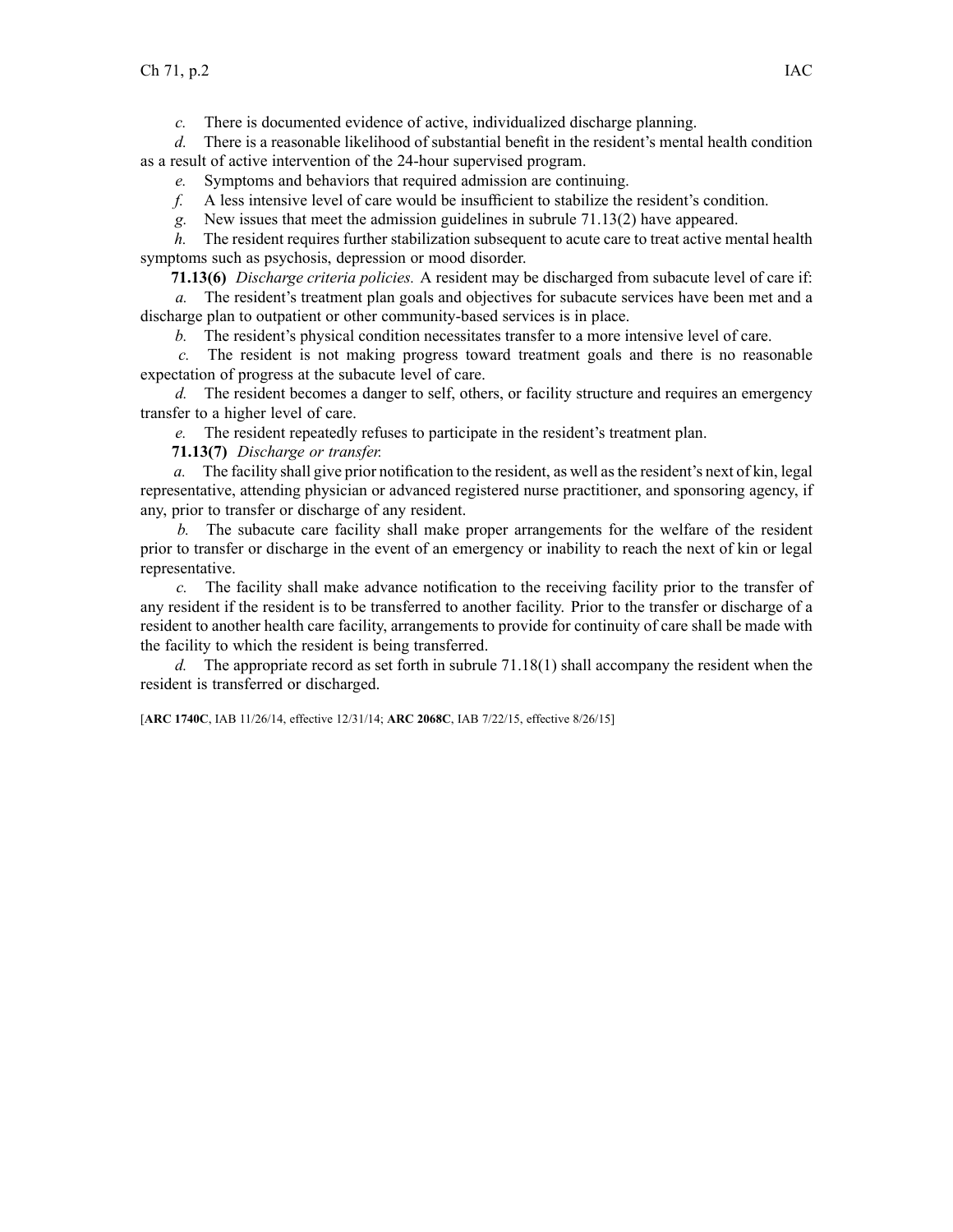*c.* There is documented evidence of active, individualized discharge planning.

*d.* There is a reasonable likelihood of substantial benefit in the resident's mental health condition as a result of active intervention of the 24-hour supervised program.

*e.* Symptoms and behaviors that required admission are continuing.

*f.* A less intensive level of care would be insufficient to stabilize the resident's condition.

*g.* New issues that meet the admission guidelines in subrule 71.13(2) have appeared.

*h.* The resident requires further stabilization subsequent to acute care to treat active mental health symptoms such as psychosis, depression or mood disorder.

**71.13(6)** *Discharge criteria policies.* A resident may be discharged from subacute level of care if:

*a.* The resident's treatment plan goals and objectives for subacute services have been met and a discharge plan to outpatient or other community-based services is in place.

*b.* The resident's physical condition necessitates transfer to a more intensive level of care.

*c.* The resident is not making progress toward treatment goals and there is no reasonable expectation of progress at the subacute level of care.

*d.* The resident becomes a danger to self, others, or facility structure and requires an emergency transfer to a higher level of care.

*e.* The resident repeatedly refuses to participate in the resident's treatment plan.

**71.13(7)** *Discharge or transfer.*

*a.* The facility shall give prior notification to the resident, as well as the resident's next of kin, legal representative, attending physician or advanced registered nurse practitioner, and sponsoring agency, if any, prior to transfer or discharge of any resident.

*b.* The subacute care facility shall make proper arrangements for the welfare of the resident prior to transfer or discharge in the event of an emergency or inability to reach the next of kin or legal representative.

*c.* The facility shall make advance notification to the receiving facility prior to the transfer of any resident if the resident is to be transferred to another facility. Prior to the transfer or discharge of a resident to another health care facility, arrangements to provide for continuity of care shall be made with the facility to which the resident is being transferred.

*d.* The appropriate record as set forth in subrule 71.18(1) shall accompany the resident when the resident is transferred or discharged.

[**ARC 1740C**, IAB 11/26/14, effective 12/31/14; **ARC 2068C**, IAB 7/22/15, effective 8/26/15]